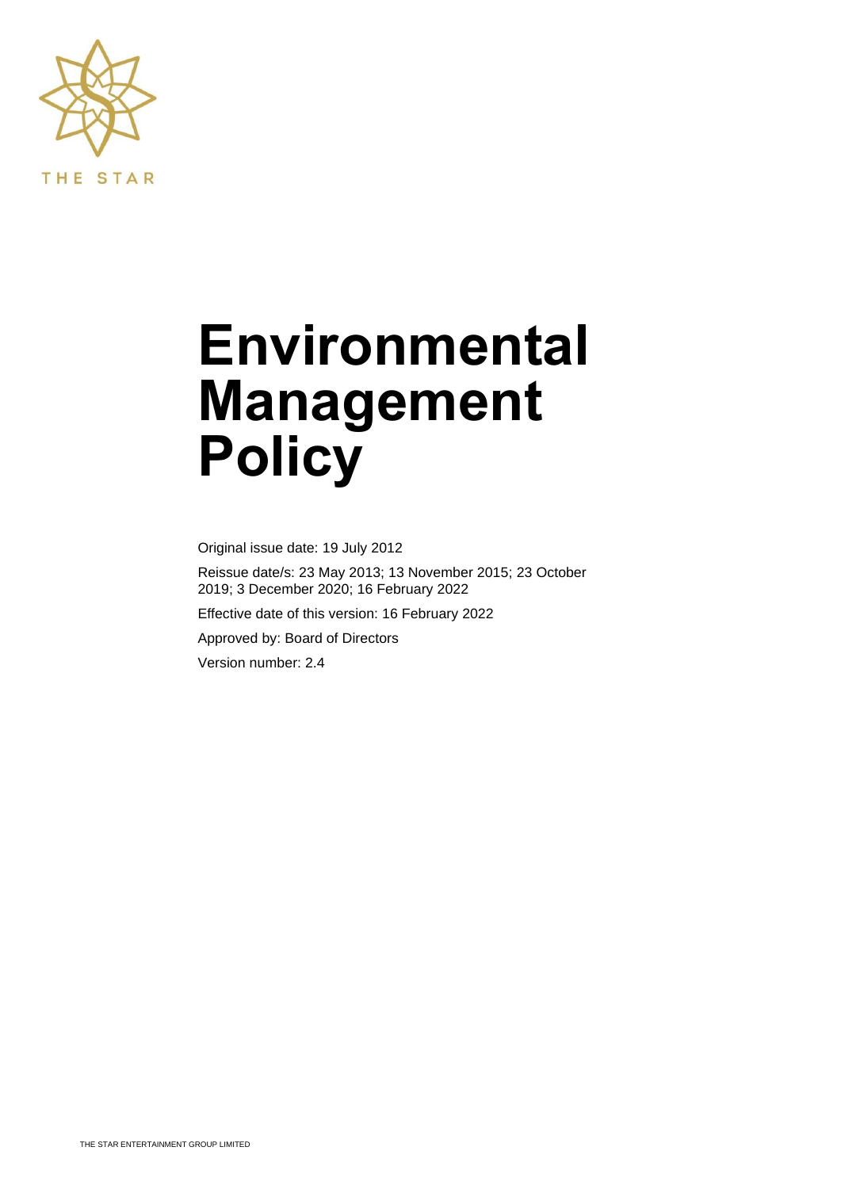THE STAR

# Environmental Management Policy

Original issue date: 19 July 2012

Reissue date/s: 23 May 2013; 13 November 2015; 23 October 2019; 3 December 2020; 16 February 2022

Effective date of this version: 16 February 2022

Approved by: Board of Directors

Version number: 2.4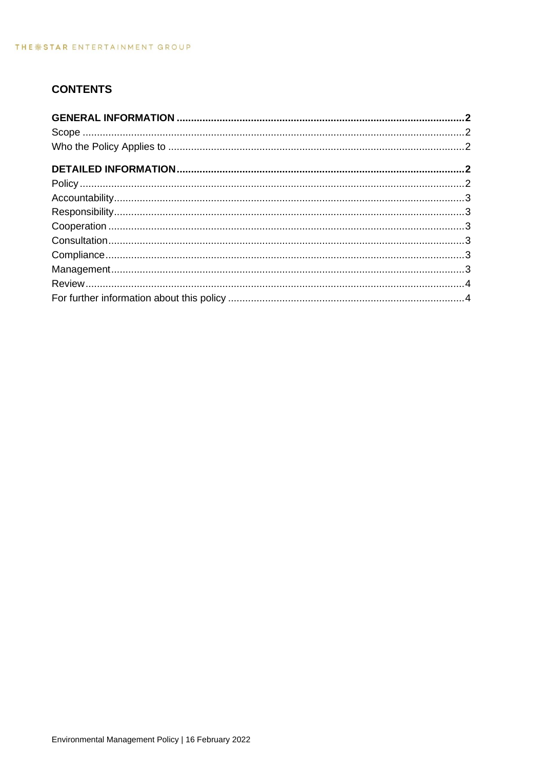## CONTENTS

**GENERAL INFORMATION .................................................. 2**
Scope .................................................. 2
Who the Policy Applies to .................................................. 2

**DETAILED INFORMATION .................................................. 2**
Policy .................................................. 2
Accountability .................................................. 3
Responsibility .................................................. 3
Cooperation .................................................. 3
Consultation .................................................. 3
Compliance .................................................. 3
Management .................................................. 3
Review .................................................. 4
For further information about this policy .................................................. 4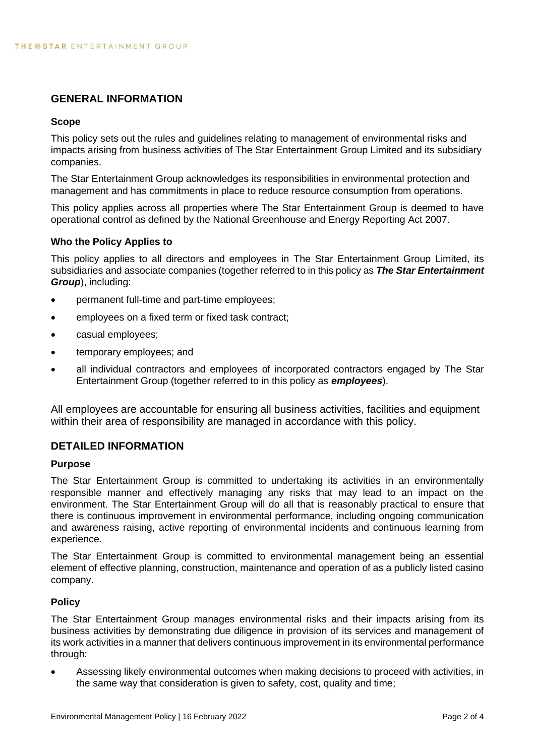## GENERAL INFORMATION

### Scope

This policy sets out the rules and guidelines relating to management of environmental risks and impacts arising from business activities of The Star Entertainment Group Limited and its subsidiary companies.

The Star Entertainment Group acknowledges its responsibilities in environmental protection and management and has commitments in place to reduce resource consumption from operations.

This policy applies across all properties where The Star Entertainment Group is deemed to have operational control as defined by the National Greenhouse and Energy Reporting Act 2007.

### Who the Policy Applies to

This policy applies to all directors and employees in The Star Entertainment Group Limited, its subsidiaries and associate companies (together referred to in this policy as ***The Star Entertainment Group***), including:

- permanent full-time and part-time employees;
- employees on a fixed term or fixed task contract;
- casual employees;
- temporary employees; and
- all individual contractors and employees of incorporated contractors engaged by The Star Entertainment Group (together referred to in this policy as ***employees***).

All employees are accountable for ensuring all business activities, facilities and equipment within their area of responsibility are managed in accordance with this policy.

## DETAILED INFORMATION

### Purpose

The Star Entertainment Group is committed to undertaking its activities in an environmentally responsible manner and effectively managing any risks that may lead to an impact on the environment. The Star Entertainment Group will do all that is reasonably practical to ensure that there is continuous improvement in environmental performance, including ongoing communication and awareness raising, active reporting of environmental incidents and continuous learning from experience.

The Star Entertainment Group is committed to environmental management being an essential element of effective planning, construction, maintenance and operation of as a publicly listed casino company.

### Policy

The Star Entertainment Group manages environmental risks and their impacts arising from its business activities by demonstrating due diligence in provision of its services and management of its work activities in a manner that delivers continuous improvement in its environmental performance through:

- Assessing likely environmental outcomes when making decisions to proceed with activities, in the same way that consideration is given to safety, cost, quality and time;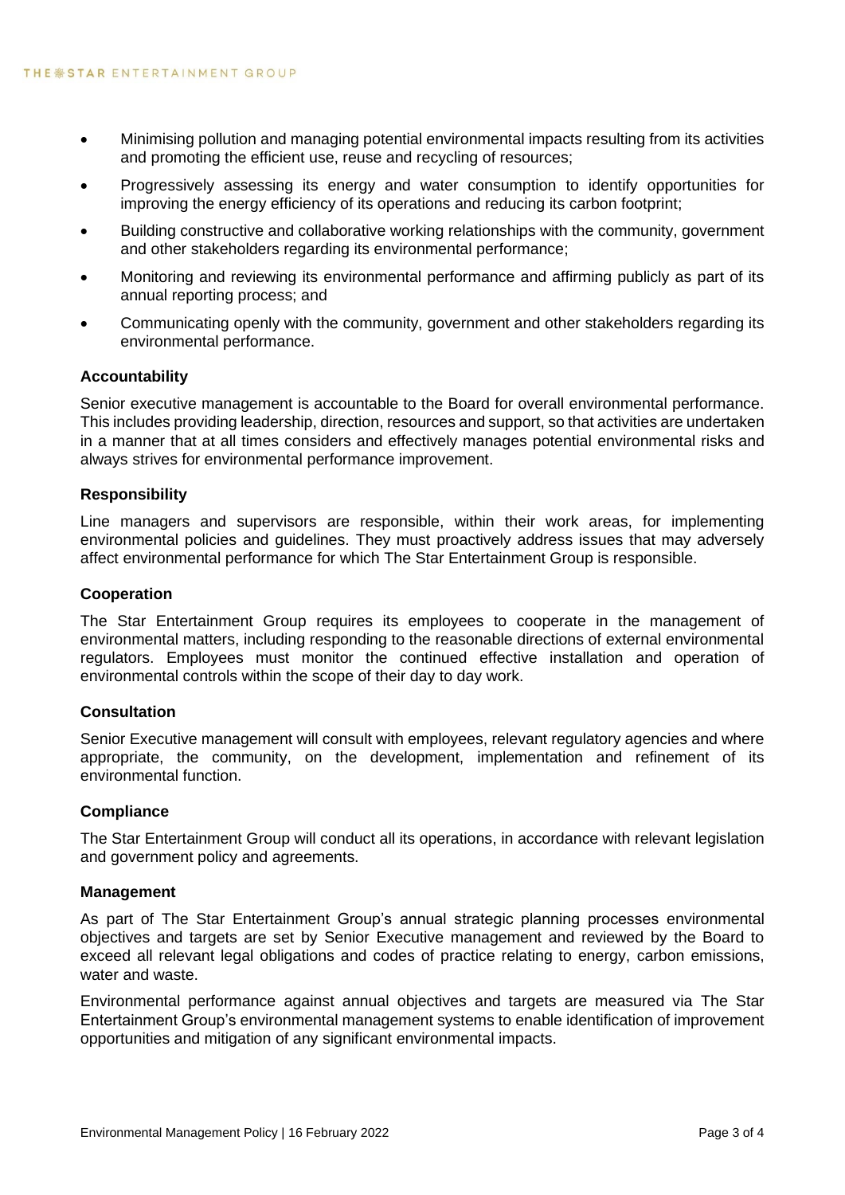- Minimising pollution and managing potential environmental impacts resulting from its activities and promoting the efficient use, reuse and recycling of resources;
- Progressively assessing its energy and water consumption to identify opportunities for improving the energy efficiency of its operations and reducing its carbon footprint;
- Building constructive and collaborative working relationships with the community, government and other stakeholders regarding its environmental performance;
- Monitoring and reviewing its environmental performance and affirming publicly as part of its annual reporting process; and
- Communicating openly with the community, government and other stakeholders regarding its environmental performance.

**Accountability**

Senior executive management is accountable to the Board for overall environmental performance. This includes providing leadership, direction, resources and support, so that activities are undertaken in a manner that at all times considers and effectively manages potential environmental risks and always strives for environmental performance improvement.

**Responsibility**

Line managers and supervisors are responsible, within their work areas, for implementing environmental policies and guidelines. They must proactively address issues that may adversely affect environmental performance for which The Star Entertainment Group is responsible.

**Cooperation**

The Star Entertainment Group requires its employees to cooperate in the management of environmental matters, including responding to the reasonable directions of external environmental regulators. Employees must monitor the continued effective installation and operation of environmental controls within the scope of their day to day work.

**Consultation**

Senior Executive management will consult with employees, relevant regulatory agencies and where appropriate, the community, on the development, implementation and refinement of its environmental function.

**Compliance**

The Star Entertainment Group will conduct all its operations, in accordance with relevant legislation and government policy and agreements.

**Management**

As part of The Star Entertainment Group's annual strategic planning processes environmental objectives and targets are set by Senior Executive management and reviewed by the Board to exceed all relevant legal obligations and codes of practice relating to energy, carbon emissions, water and waste.

Environmental performance against annual objectives and targets are measured via The Star Entertainment Group's environmental management systems to enable identification of improvement opportunities and mitigation of any significant environmental impacts.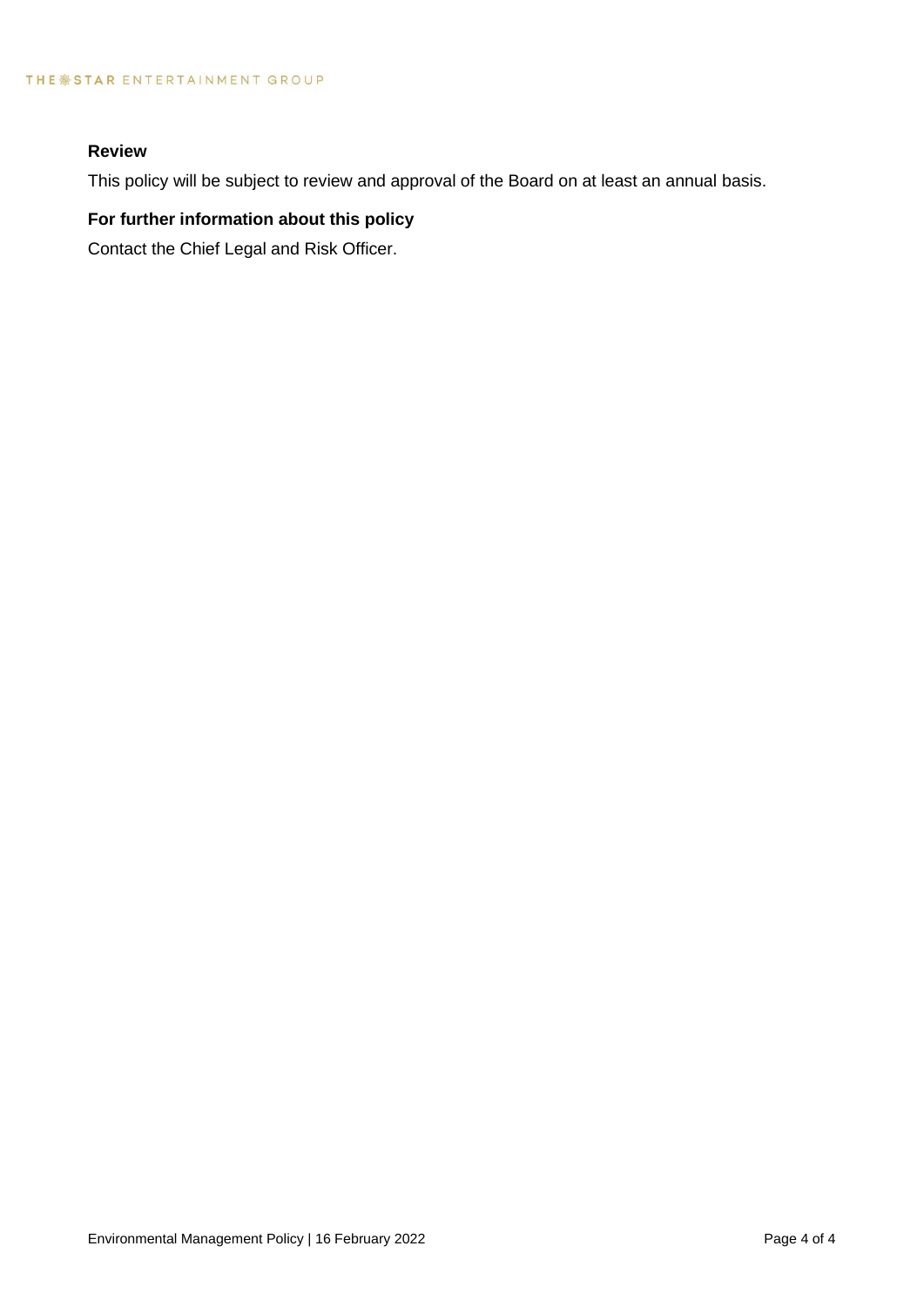### Review

This policy will be subject to review and approval of the Board on at least an annual basis.

### For further information about this policy

Contact the Chief Legal and Risk Officer.